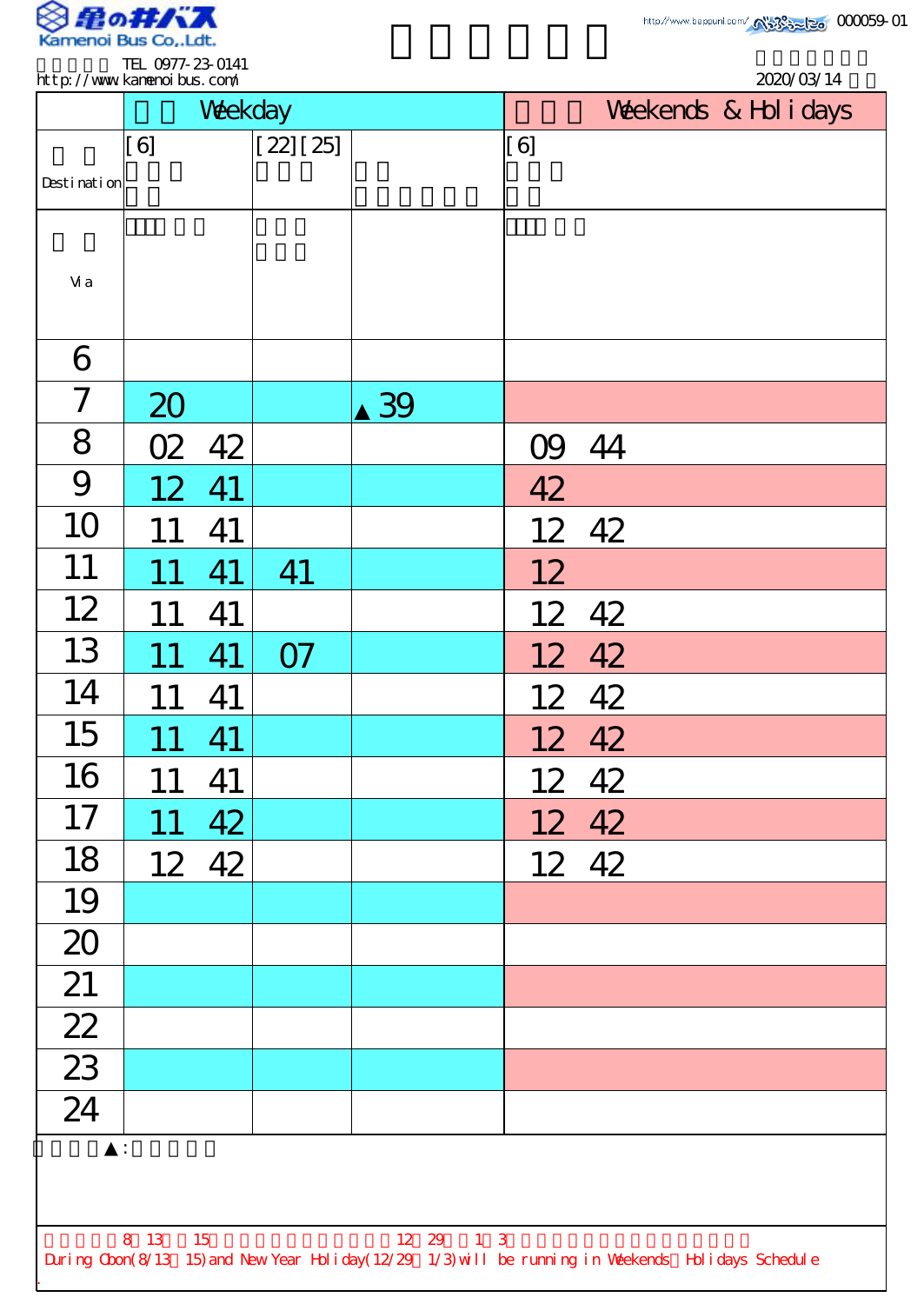Kamenoi Bus Co.,Ldt.

TEL 0977-23-0141
http://www.kamenoibus.com/

000059-01

2020/03/14

| | Weekday | | | Weekends & Holidays |
|---|---|---|---|---|
| Destination | [6] | [22][25] | | [6] |
| Via | | | | |
| 6 | | | | |
| 7 | 20 | | ▲39 | |
| 8 | 02 42 | | | 09 44 |
| 9 | 12 41 | | | 42 |
| 10 | 11 41 | | | 12 42 |
| 11 | 11 41 | 41 | | 12 |
| 12 | 11 41 | | | 12 42 |
| 13 | 11 41 | 07 | | 12 42 |
| 14 | 11 41 | | | 12 42 |
| 15 | 11 41 | | | 12 42 |
| 16 | 11 41 | | | 12 42 |
| 17 | 11 42 | | | 12 42 |
| 18 | 12 42 | | | 12 42 |
| 19 | | | | |
| 20 | | | | |
| 21 | | | | |
| 22 | | | | |
| 23 | | | | |
| 24 | | | | |

▲:

8 13 15 12 29 1 3

During Obon(8/13 15) and New Year Holiday(12/29 1/3) will be running in Weekends Holidays Schedule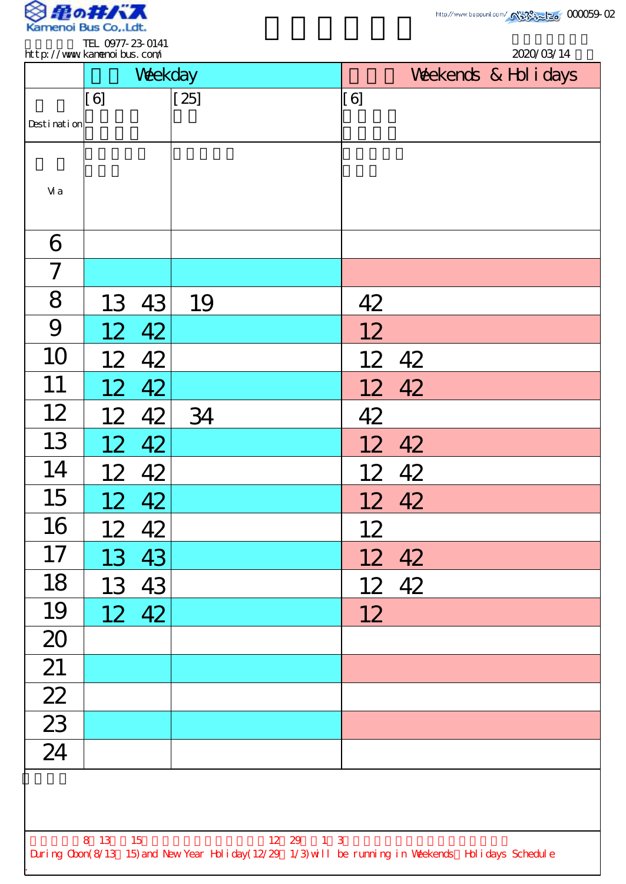Kamenoi Bus Co,.Ldt.

TEL 0977-23-0141
http://www.kamenoibus.com/

000059-02

2020/03/14

| | Weekday | | Weekends & Holidays |
|---|---|---|---|
| Destination | [6] | [25] | [6] |
| Via | | | |
| 6 | | | |
| 7 | | | |
| 8 | 13 43 | 19 | 42 |
| 9 | 12 42 | | 12 |
| 10 | 12 42 | | 12 42 |
| 11 | 12 42 | | 12 42 |
| 12 | 12 42 | 34 | 42 |
| 13 | 12 42 | | 12 42 |
| 14 | 12 42 | | 12 42 |
| 15 | 12 42 | | 12 42 |
| 16 | 12 42 | | 12 |
| 17 | 13 43 | | 12 42 |
| 18 | 13 43 | | 12 42 |
| 19 | 12 42 | | 12 |
| 20 | | | |
| 21 | | | |
| 22 | | | |
| 23 | | | |
| 24 | | | |

During Obon(8/13～15) and New Year Holiday(12/29～1/3) will be running in Weekends・Holidays Schedule